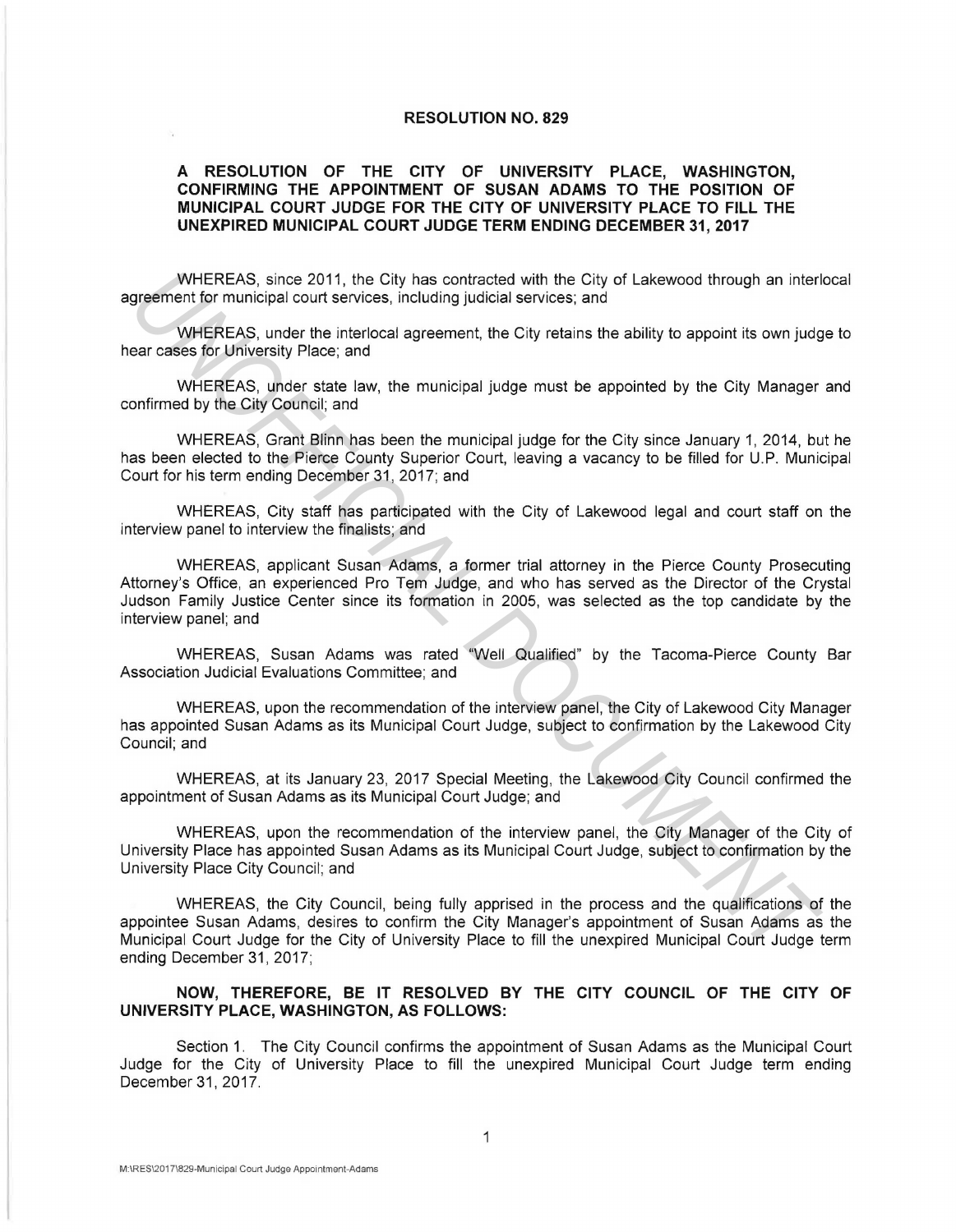# RESOLUTION NO. 829

## A RESOLUTION OF THE CITY OF UNIVERSITY PLACE, WASHINGTON, CONFIRMING THE APPOINTMENT OF SUSAN ADAMS TO THE POSITION OF MUNICIPAL COURT JUDGE FOR THE CITY OF UNIVERSITY PLACE TO FILL THE UNEXPIRED MUNICIPAL COURT JUDGE TERM ENDING DECEMBER 31, 2017

WHEREAS, since 2011, the City has contracted with the City of Lakewood through an interlocal agreement for municipal court services, including judicial services; and

WHEREAS, under the interlocal agreement, the City retains the ability to appoint its own judge to hear cases for University Place; and

WHEREAS, under state law, the municipal judge must be appointed by the City Manager and confirmed by the City Council; and

WHEREAS, Grant Blinn has been the municipal judge for the City since January 1, 2014, but he has been elected to the Pierce County Superior Court, leaving a vacancy to be filled for U.P. Municipal Court for his term ending December 31, 2017; and

WHEREAS, City staff has participated with the City of Lakewood legal and court staff on the interview panel to interview the finalists; and

WHEREAS, applicant Susan Adams, a former trial attorney in the Pierce County Prosecuting Attorney's Office, an experienced Pro Tem Judge, and who has served as the Director of the Crystal Judson Family Justice Center since its formation in 2005, was selected as the top candidate by the interview panel; and

WHEREAS, Susan Adams was rated "Well Qualified" by the Tacoma-Pierce County Bar Association Judicial Evaluations Committee; and

WHEREAS, upon the recommendation of the interview panel, the City of Lakewood City Manager has appointed Susan Adams as its Municipal Court Judge, subject to confirmation by the Lakewood City Council; and

WHEREAS, at its January 23, 2017 Special Meeting, the Lakewood City Council confirmed the appointment of Susan Adams as its Municipal Court Judge; and

WHEREAS, upon the recommendation of the interview panel, the City Manager of the City of University Place has appointed Susan Adams as its Municipal Court Judge, subject to confirmation by the University Place City Council; and

WHEREAS, the City Council, being fully apprised in the process and the qualifications of the appointee Susan Adams, desires to confirm the City Manager's appointment of Susan Adams as the Municipal Court Judge for the City of University Place to fill the unexpired Municipal Court Judge term ending December 31, 2017;

**NOW, THEREFORE, BE IT RESOLVED BY THE CITY COUNCIL OF THE CITY OF UNIVERSITY PLACE, WASHINGTON, AS FOLLOWS:**

Section 1. The City Council confirms the appointment of Susan Adams as the Municipal Court Judge for the City of University Place to fill the unexpired Municipal Court Judge term ending December 31, 2017.

M:\RES\2017\829-Municipal Court Judge Appointment-Adams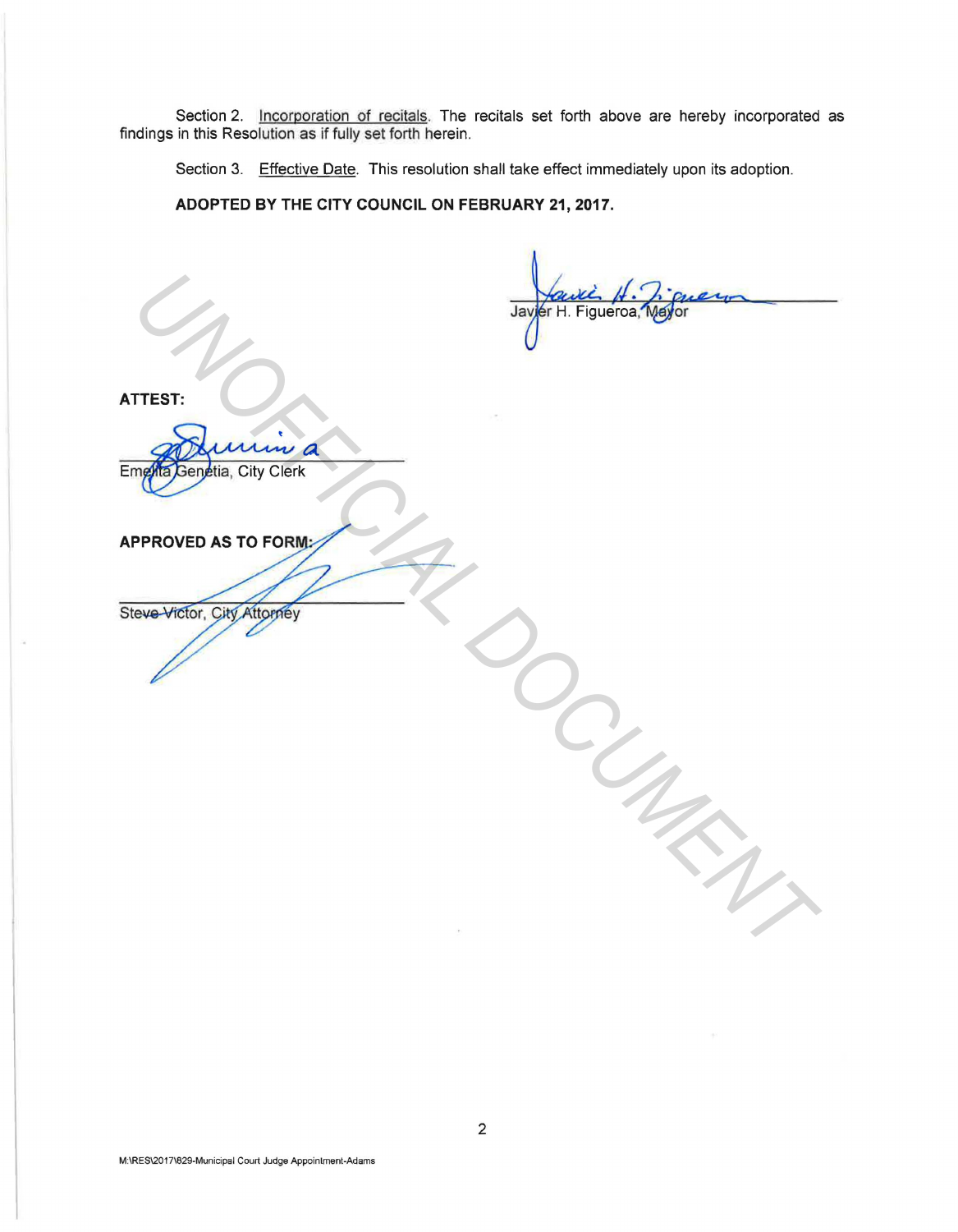Section 2. Incorporation of recitals. The recitals set forth above are hereby incorporated as findings in this Resolution as if fully set forth herein.

Section 3. Effective Date. This resolution shall take effect immediately upon its adoption.

**ADOPTED BY THE CITY COUNCIL ON FEBRUARY 21, 2017.**

Javier H. Figueroa, Mayor

**ATTEST:**

Emelita Genetia, City Clerk

**APPROVED AS TO FORM:**

Steve Victor, City Attorney

UNOFFICIAL DOCUMENT

M:\RES\2017\629-Municipal Court Judge Appointment-Adams